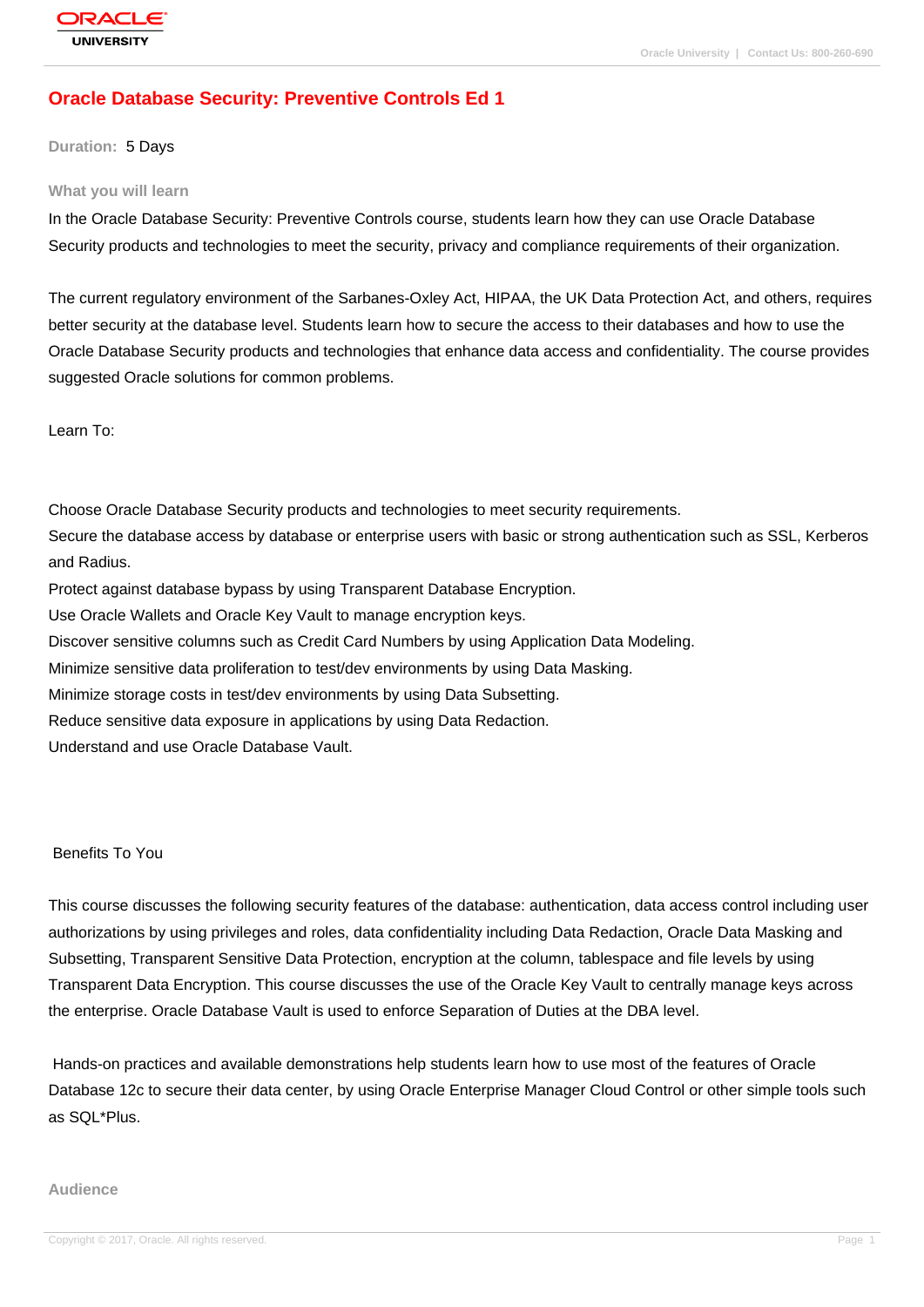# Oracle Database Security: Preventive Controls Ed 1

**Duration:** 5 Days

## What you will learn

In the Oracle Database Security: Preventive Controls course, students learn how they can use Oracle Database Security products and technologies to meet the security, privacy and compliance requirements of their organization.

The current regulatory environment of the Sarbanes-Oxley Act, HIPAA, the UK Data Protection Act, and others, requires better security at the database level. Students learn how to secure the access to their databases and how to use the Oracle Database Security products and technologies that enhance data access and confidentiality. The course provides suggested Oracle solutions for common problems.

Learn To:

Choose Oracle Database Security products and technologies to meet security requirements.
Secure the database access by database or enterprise users with basic or strong authentication such as SSL, Kerberos and Radius.
Protect against database bypass by using Transparent Database Encryption.
Use Oracle Wallets and Oracle Key Vault to manage encryption keys.
Discover sensitive columns such as Credit Card Numbers by using Application Data Modeling.
Minimize sensitive data proliferation to test/dev environments by using Data Masking.
Minimize storage costs in test/dev environments by using Data Subsetting.
Reduce sensitive data exposure in applications by using Data Redaction.
Understand and use Oracle Database Vault.

Benefits To You

This course discusses the following security features of the database: authentication, data access control including user authorizations by using privileges and roles, data confidentiality including Data Redaction, Oracle Data Masking and Subsetting, Transparent Sensitive Data Protection, encryption at the column, tablespace and file levels by using Transparent Data Encryption. This course discusses the use of the Oracle Key Vault to centrally manage keys across the enterprise. Oracle Database Vault is used to enforce Separation of Duties at the DBA level.

Hands-on practices and available demonstrations help students learn how to use most of the features of Oracle Database 12c to secure their data center, by using Oracle Enterprise Manager Cloud Control or other simple tools such as SQL*Plus.

## Audience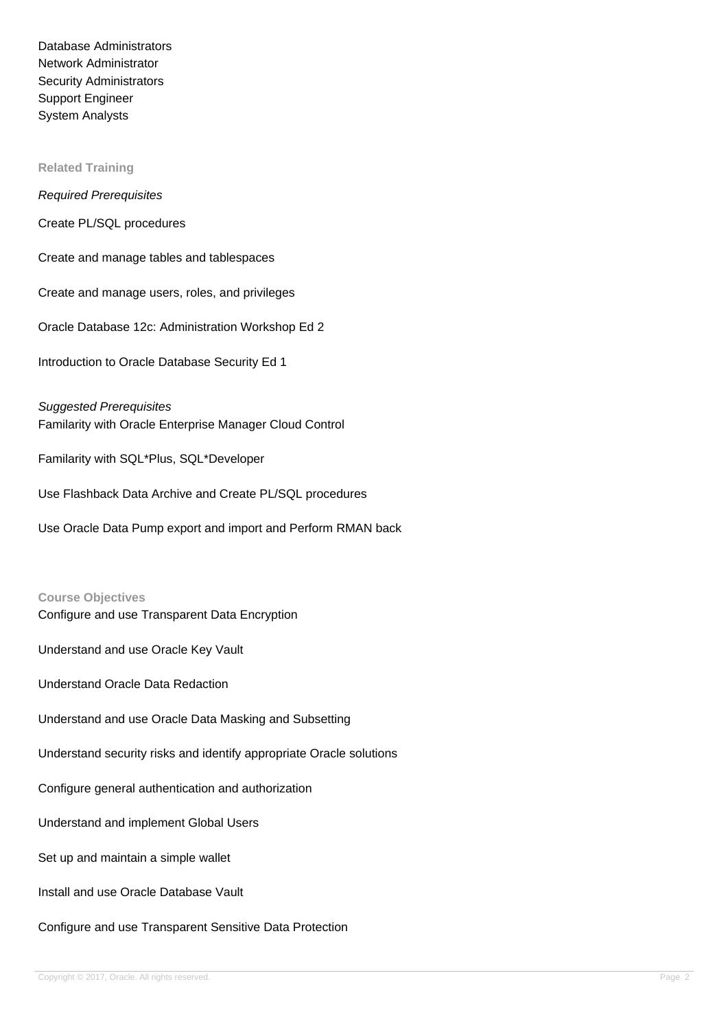Database Administrators
Network Administrator
Security Administrators
Support Engineer
System Analysts

### Related Training

*Required Prerequisites*

Create PL/SQL procedures

Create and manage tables and tablespaces

Create and manage users, roles, and privileges

Oracle Database 12c: Administration Workshop Ed 2

Introduction to Oracle Database Security Ed 1

*Suggested Prerequisites*
Familarity with Oracle Enterprise Manager Cloud Control

Familarity with SQL*Plus, SQL*Developer

Use Flashback Data Archive and Create PL/SQL procedures

Use Oracle Data Pump export and import and Perform RMAN back

### Course Objectives

Configure and use Transparent Data Encryption

Understand and use Oracle Key Vault

Understand Oracle Data Redaction

Understand and use Oracle Data Masking and Subsetting

Understand security risks and identify appropriate Oracle solutions

Configure general authentication and authorization

Understand and implement Global Users

Set up and maintain a simple wallet

Install and use Oracle Database Vault

Configure and use Transparent Sensitive Data Protection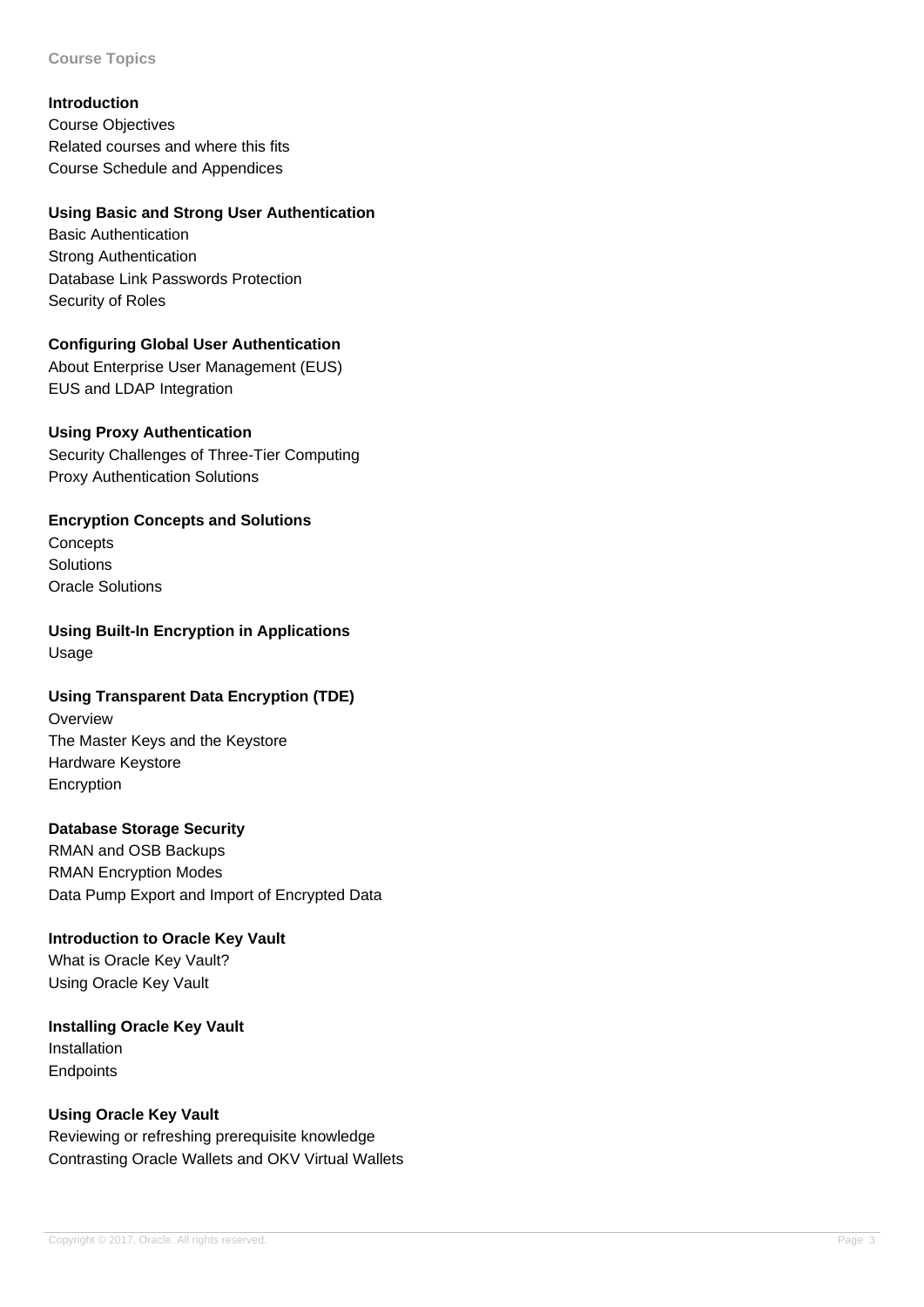## Course Topics

### Introduction

Course Objectives
Related courses and where this fits
Course Schedule and Appendices

### Using Basic and Strong User Authentication

Basic Authentication
Strong Authentication
Database Link Passwords Protection
Security of Roles

### Configuring Global User Authentication

About Enterprise User Management (EUS)
EUS and LDAP Integration

### Using Proxy Authentication

Security Challenges of Three-Tier Computing
Proxy Authentication Solutions

### Encryption Concepts and Solutions

Concepts
Solutions
Oracle Solutions

### Using Built-In Encryption in Applications

Usage

### Using Transparent Data Encryption (TDE)

Overview
The Master Keys and the Keystore
Hardware Keystore
Encryption

### Database Storage Security

RMAN and OSB Backups
RMAN Encryption Modes
Data Pump Export and Import of Encrypted Data

### Introduction to Oracle Key Vault

What is Oracle Key Vault?
Using Oracle Key Vault

### Installing Oracle Key Vault

Installation
Endpoints

### Using Oracle Key Vault

Reviewing or refreshing prerequisite knowledge
Contrasting Oracle Wallets and OKV Virtual Wallets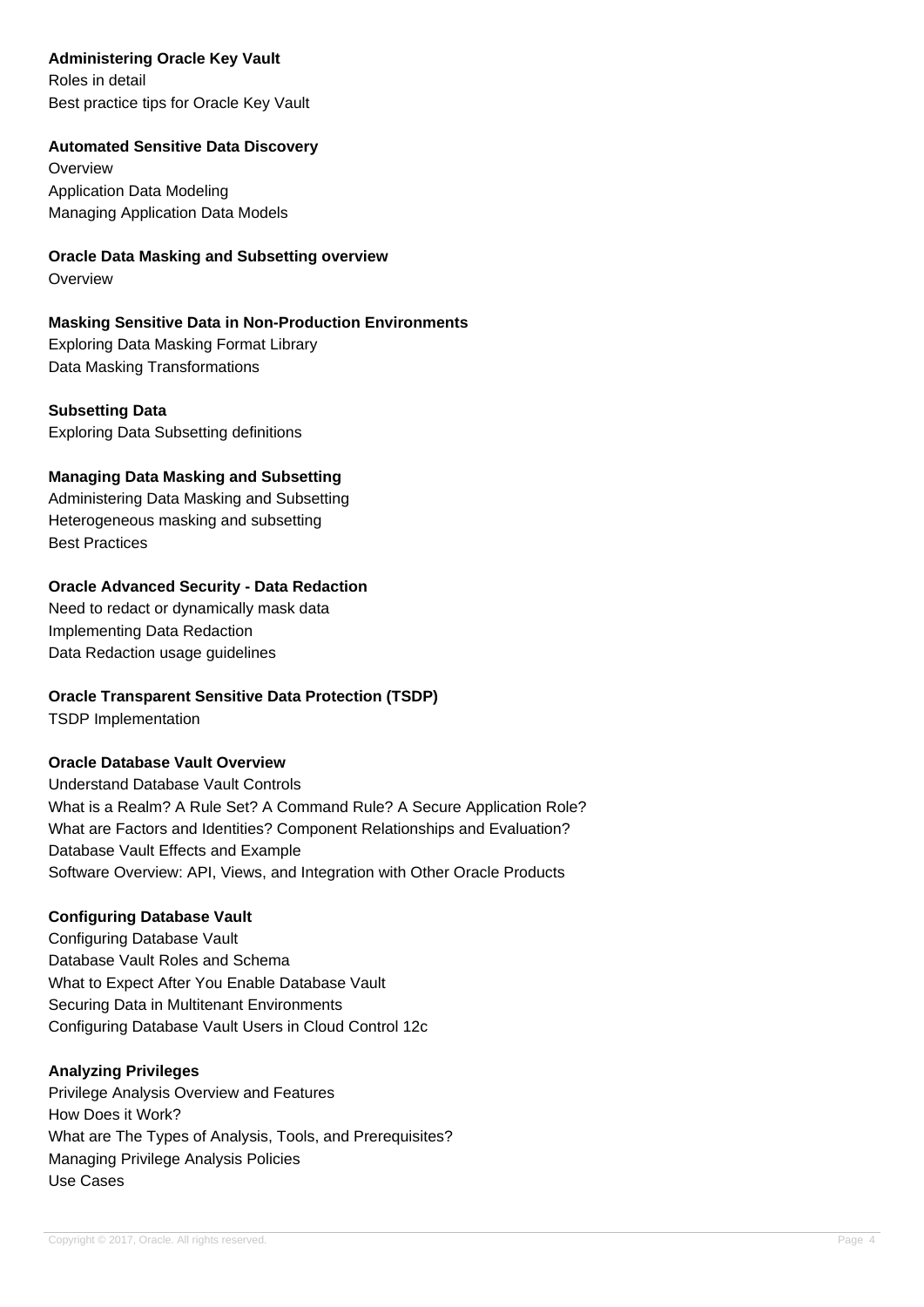**Administering Oracle Key Vault**

Roles in detail
Best practice tips for Oracle Key Vault

**Automated Sensitive Data Discovery**

Overview
Application Data Modeling
Managing Application Data Models

**Oracle Data Masking and Subsetting overview**

Overview

**Masking Sensitive Data in Non-Production Environments**

Exploring Data Masking Format Library
Data Masking Transformations

**Subsetting Data**

Exploring Data Subsetting definitions

**Managing Data Masking and Subsetting**

Administering Data Masking and Subsetting
Heterogeneous masking and subsetting
Best Practices

**Oracle Advanced Security - Data Redaction**

Need to redact or dynamically mask data
Implementing Data Redaction
Data Redaction usage guidelines

**Oracle Transparent Sensitive Data Protection (TSDP)**

TSDP Implementation

**Oracle Database Vault Overview**

Understand Database Vault Controls
What is a Realm? A Rule Set? A Command Rule? A Secure Application Role?
What are Factors and Identities? Component Relationships and Evaluation?
Database Vault Effects and Example
Software Overview: API, Views, and Integration with Other Oracle Products

**Configuring Database Vault**

Configuring Database Vault
Database Vault Roles and Schema
What to Expect After You Enable Database Vault
Securing Data in Multitenant Environments
Configuring Database Vault Users in Cloud Control 12c

**Analyzing Privileges**

Privilege Analysis Overview and Features
How Does it Work?
What are The Types of Analysis, Tools, and Prerequisites?
Managing Privilege Analysis Policies
Use Cases